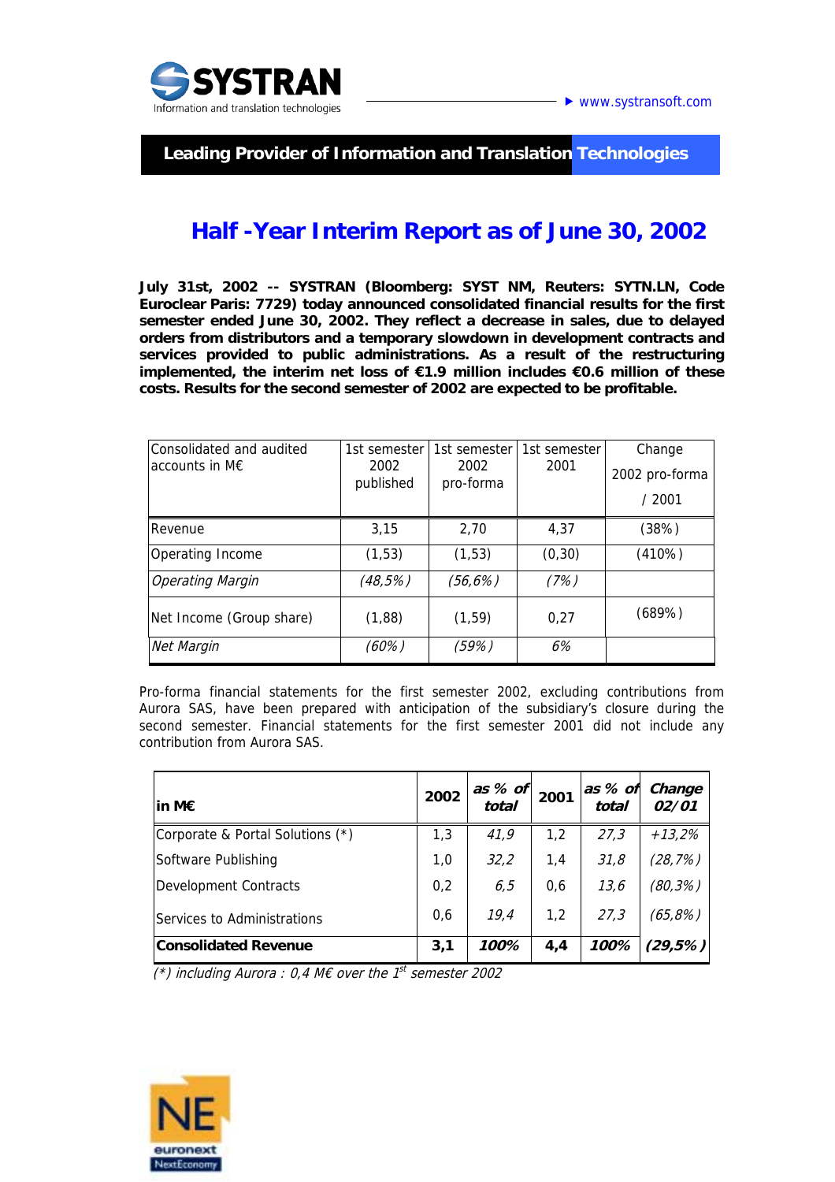SYSTRAN

Information and translation technologies

▶ www.systransoft.com

**Leading Provider of Information and Translation Technologies**

# Half -Year Interim Report as of June 30, 2002

**July 31st, 2002 -- SYSTRAN (Bloomberg: SYST NM, Reuters: SYTN.LN, Code Euroclear Paris: 7729) today announced consolidated financial results for the first semester ended June 30, 2002. They reflect a decrease in sales, due to delayed orders from distributors and a temporary slowdown in development contracts and services provided to public administrations. As a result of the restructuring implemented, the interim net loss of €1.9 million includes €0.6 million of these costs. Results for the second semester of 2002 are expected to be profitable.**

| Consolidated and audited accounts in M€ | 1st semester 2002 published | 1st semester 2002 pro-forma | 1st semester 2001 | Change 2002 pro-forma / 2001 |
|---|---|---|---|---|
| Revenue | 3,15 | 2,70 | 4,37 | (38%) |
| Operating Income | (1,53) | (1,53) | (0,30) | (410%) |
| *Operating Margin* | *(48,5%)* | *(56,6%)* | *(7%)* | |
| Net Income (Group share) | (1,88) | (1,59) | 0,27 | (689%) |
| *Net Margin* | *(60%)* | *(59%)* | *6%* | |

Pro-forma financial statements for the first semester 2002, excluding contributions from Aurora SAS, have been prepared with anticipation of the subsidiary's closure during the second semester. Financial statements for the first semester 2001 did not include any contribution from Aurora SAS.

| **in M€** | **2002** | ***as % of total*** | **2001** | ***as % of total*** | ***Change 02/01*** |
|---|---|---|---|---|---|
| Corporate & Portal Solutions (*) | 1,3 | *41,9* | 1,2 | *27,3* | *+13,2%* |
| Software Publishing | 1,0 | *32,2* | 1,4 | *31,8* | *(28,7%)* |
| Development Contracts | 0,2 | *6,5* | 0,6 | *13,6* | *(80,3%)* |
| Services to Administrations | 0,6 | *19,4* | 1,2 | *27,3* | *(65,8%)* |
| **Consolidated Revenue** | **3,1** | ***100%*** | **4,4** | ***100%*** | ***(29,5%)*** |

*(*) including Aurora : 0,4 M€ over the 1st semester 2002*

euronext NextEconomy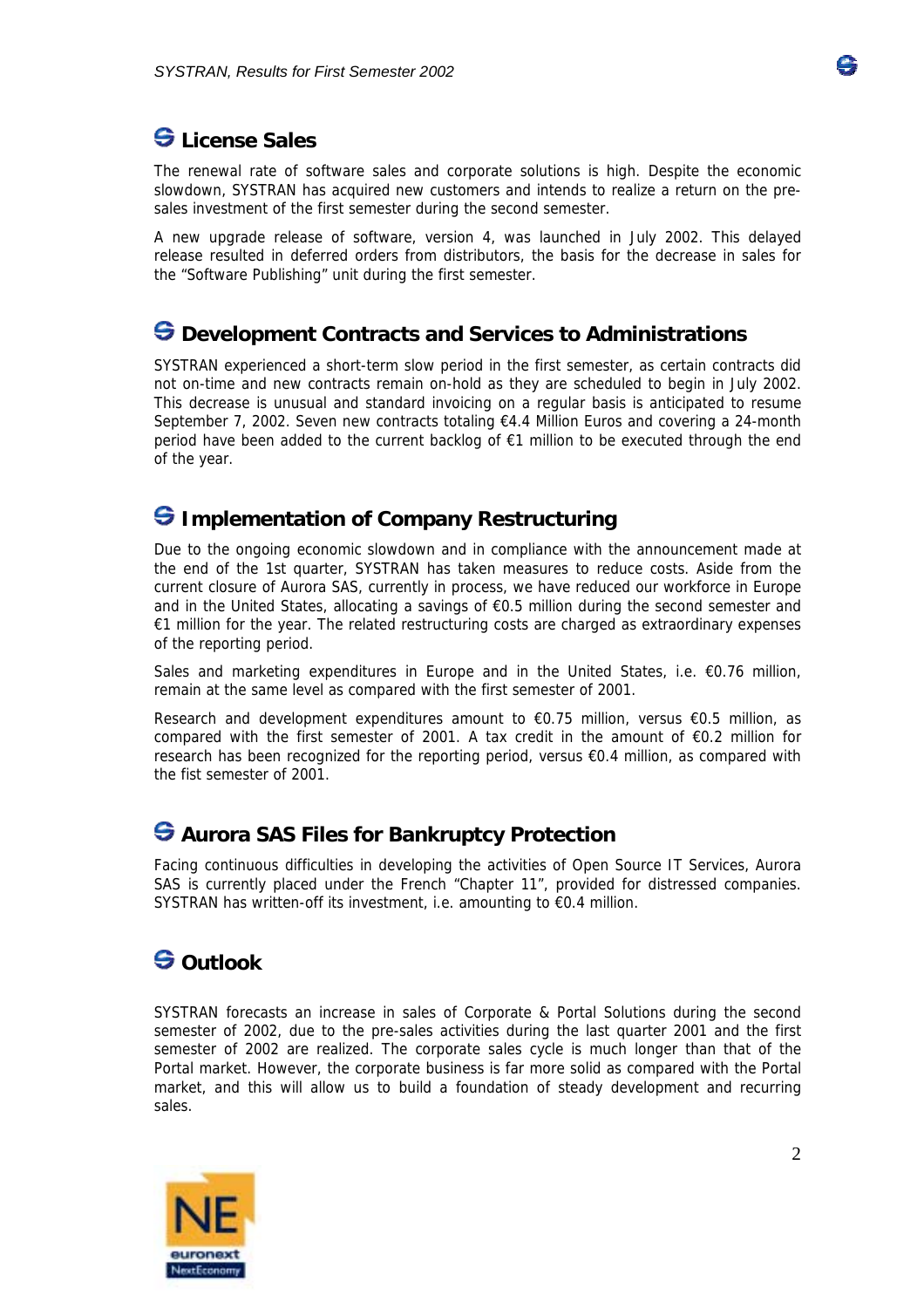## License Sales

The renewal rate of software sales and corporate solutions is high. Despite the economic slowdown, SYSTRAN has acquired new customers and intends to realize a return on the pre-sales investment of the first semester during the second semester.

A new upgrade release of software, version 4, was launched in July 2002. This delayed release resulted in deferred orders from distributors, the basis for the decrease in sales for the "Software Publishing" unit during the first semester.

## Development Contracts and Services to Administrations

SYSTRAN experienced a short-term slow period in the first semester, as certain contracts did not on-time and new contracts remain on-hold as they are scheduled to begin in July 2002. This decrease is unusual and standard invoicing on a regular basis is anticipated to resume September 7, 2002. Seven new contracts totaling €4.4 Million Euros and covering a 24-month period have been added to the current backlog of €1 million to be executed through the end of the year.

## Implementation of Company Restructuring

Due to the ongoing economic slowdown and in compliance with the announcement made at the end of the 1st quarter, SYSTRAN has taken measures to reduce costs. Aside from the current closure of Aurora SAS, currently in process, we have reduced our workforce in Europe and in the United States, allocating a savings of €0.5 million during the second semester and €1 million for the year. The related restructuring costs are charged as extraordinary expenses of the reporting period.

Sales and marketing expenditures in Europe and in the United States, i.e. €0.76 million, remain at the same level as compared with the first semester of 2001.

Research and development expenditures amount to €0.75 million, versus €0.5 million, as compared with the first semester of 2001. A tax credit in the amount of €0.2 million for research has been recognized for the reporting period, versus €0.4 million, as compared with the fist semester of 2001.

## Aurora SAS Files for Bankruptcy Protection

Facing continuous difficulties in developing the activities of Open Source IT Services, Aurora SAS is currently placed under the French "Chapter 11", provided for distressed companies. SYSTRAN has written-off its investment, i.e. amounting to €0.4 million.

## Outlook

SYSTRAN forecasts an increase in sales of Corporate & Portal Solutions during the second semester of 2002, due to the pre-sales activities during the last quarter 2001 and the first semester of 2002 are realized. The corporate sales cycle is much longer than that of the Portal market. However, the corporate business is far more solid as compared with the Portal market, and this will allow us to build a foundation of steady development and recurring sales.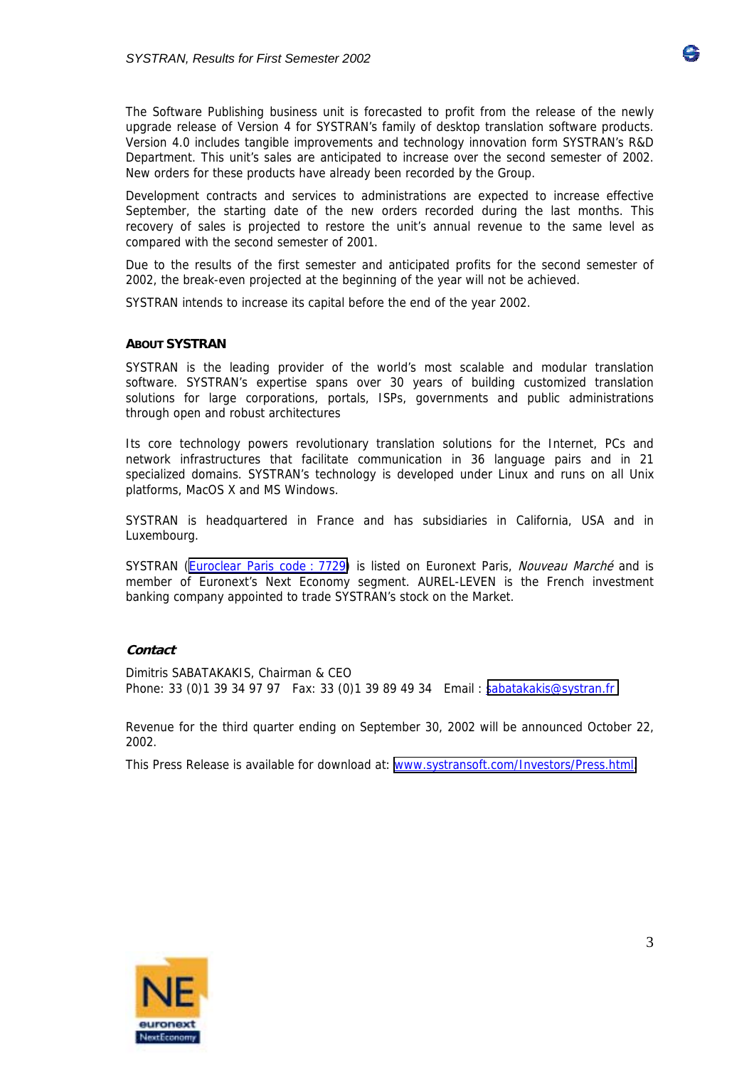The Software Publishing business unit is forecasted to profit from the release of the newly upgrade release of Version 4 for SYSTRAN's family of desktop translation software products. Version 4.0 includes tangible improvements and technology innovation form SYSTRAN's R&D Department. This unit's sales are anticipated to increase over the second semester of 2002. New orders for these products have already been recorded by the Group.

Development contracts and services to administrations are expected to increase effective September, the starting date of the new orders recorded during the last months. This recovery of sales is projected to restore the unit's annual revenue to the same level as compared with the second semester of 2001.

Due to the results of the first semester and anticipated profits for the second semester of 2002, the break-even projected at the beginning of the year will not be achieved.

SYSTRAN intends to increase its capital before the end of the year 2002.

### ABOUT SYSTRAN

SYSTRAN is the leading provider of the world's most scalable and modular translation software. SYSTRAN's expertise spans over 30 years of building customized translation solutions for large corporations, portals, ISPs, governments and public administrations through open and robust architectures

Its core technology powers revolutionary translation solutions for the Internet, PCs and network infrastructures that facilitate communication in 36 language pairs and in 21 specialized domains. SYSTRAN's technology is developed under Linux and runs on all Unix platforms, MacOS X and MS Windows.

SYSTRAN is headquartered in France and has subsidiaries in California, USA and in Luxembourg.

SYSTRAN (Euroclear Paris code : 7729) is listed on Euronext Paris, *Nouveau Marché* and is member of Euronext's Next Economy segment. AUREL-LEVEN is the French investment banking company appointed to trade SYSTRAN's stock on the Market.

### *Contact*

Dimitris SABATAKAKIS, Chairman & CEO
Phone: 33 (0)1 39 34 97 97 Fax: 33 (0)1 39 89 49 34 Email : sabatakakis@systran.fr

Revenue for the third quarter ending on September 30, 2002 will be announced October 22, 2002.

This Press Release is available for download at: www.systransoft.com/Investors/Press.html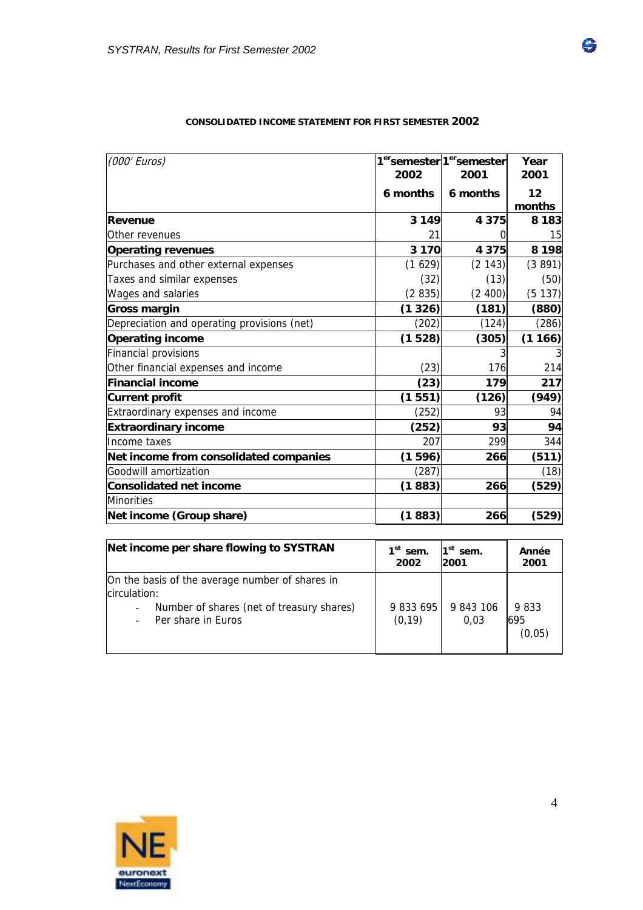**CONSOLIDATED INCOME STATEMENT FOR FIRST SEMESTER 2002**

| *(000' Euros)* | 1[er] semester 2002<br>6 months | 1[er] semester 2001<br>6 months | Year 2001<br>12 months |
|---|---|---|---|
| **Revenue** | **3 149** | **4 375** | **8 183** |
| Other revenues | 21 | 0 | 15 |
| **Operating revenues** | **3 170** | **4 375** | **8 198** |
| Purchases and other external expenses | (1 629) | (2 143) | (3 891) |
| Taxes and similar expenses | (32) | (13) | (50) |
| Wages and salaries | (2 835) | (2 400) | (5 137) |
| **Gross margin** | **(1 326)** | **(181)** | **(880)** |
| Depreciation and operating provisions (net) | (202) | (124) | (286) |
| **Operating income** | **(1 528)** | **(305)** | **(1 166)** |
| Financial provisions | | 3 | 3 |
| Other financial expenses and income | (23) | 176 | 214 |
| **Financial income** | **(23)** | **179** | **217** |
| **Current profit** | **(1 551)** | **(126)** | **(949)** |
| Extraordinary expenses and income | (252) | 93 | 94 |
| **Extraordinary income** | **(252)** | **93** | **94** |
| Income taxes | 207 | 299 | 344 |
| **Net income from consolidated companies** | **(1 596)** | **266** | **(511)** |
| Goodwill amortization | (287) | | (18) |
| **Consolidated net income** | **(1 883)** | **266** | **(529)** |
| Minorities | | | |
| **Net income (Group share)** | **(1 883)** | **266** | **(529)** |

| **Net income per share flowing to SYSTRAN** | **1[st] sem. 2002** | **1[st] sem. 2001** | **Année 2001** |
|---|---|---|---|
| On the basis of the average number of shares in circulation: | | | |
| - Number of shares (net of treasury shares) | 9 833 695 | 9 843 106 | 9 833 695 |
| - Per share in Euros | (0,19) | 0,03 | (0,05) |